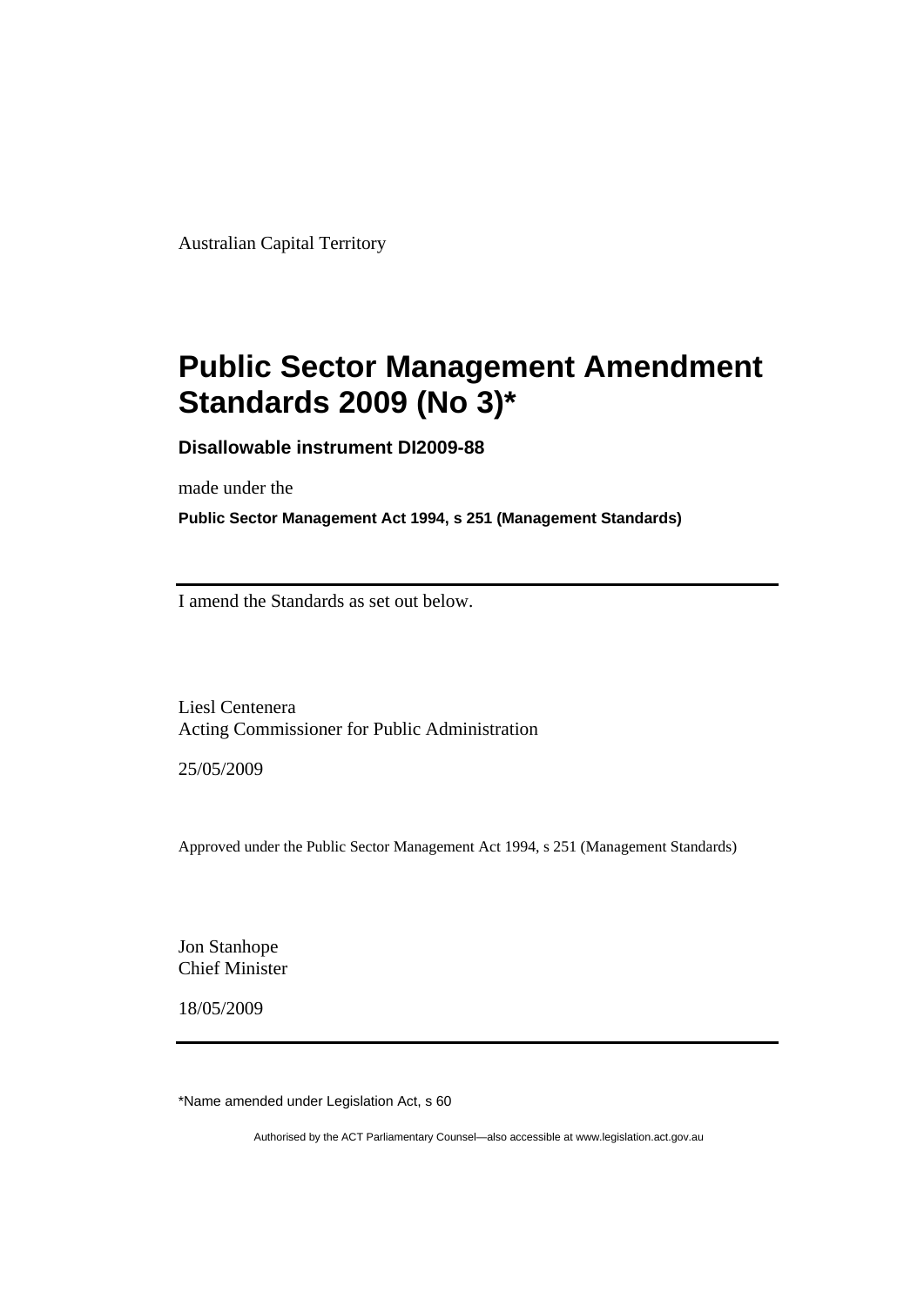Australian Capital Territory

# Public Sector Management Amendment Standards 2009 (No 3)*

**Disallowable instrument DI2009-88**

made under the

**Public Sector Management Act 1994, s 251 (Management Standards)**

---

I amend the Standards as set out below.

Liesl Centenera
Acting Commissioner for Public Administration

25/05/2009

Approved under the Public Sector Management Act 1994, s 251 (Management Standards)

Jon Stanhope
Chief Minister

18/05/2009

---

*Name amended under Legislation Act, s 60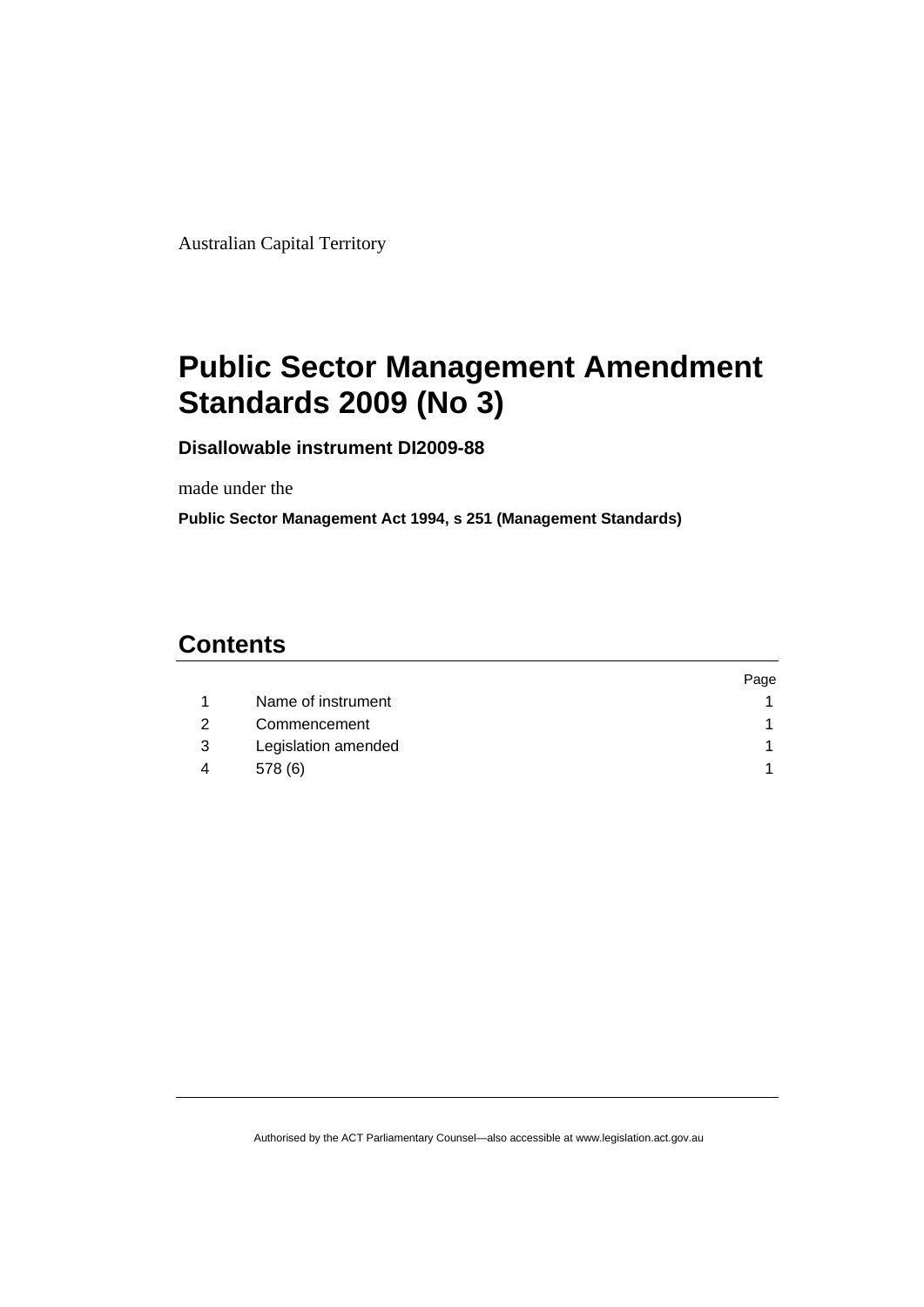Australian Capital Territory

# Public Sector Management Amendment Standards 2009 (No 3)

**Disallowable instrument DI2009-88**

made under the

**Public Sector Management Act 1994, s 251 (Management Standards)**

## Contents

| | | Page |
|---|---|---|
| 1 | Name of instrument | 1 |
| 2 | Commencement | 1 |
| 3 | Legislation amended | 1 |
| 4 | 578 (6) | 1 |

Authorised by the ACT Parliamentary Counsel—also accessible at www.legislation.act.gov.au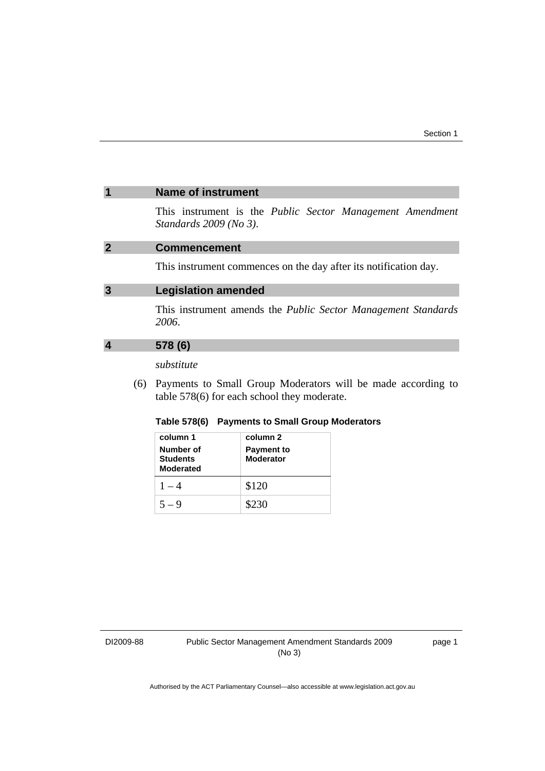## 1 Name of instrument

This instrument is the *Public Sector Management Amendment Standards 2009 (No 3)*.

## 2 Commencement

This instrument commences on the day after its notification day.

## 3 Legislation amended

This instrument amends the *Public Sector Management Standards 2006*.

## 4 578 (6)

*substitute*

(6) Payments to Small Group Moderators will be made according to table 578(6) for each school they moderate.

**Table 578(6) Payments to Small Group Moderators**

| column 1<br>Number of Students Moderated | column 2<br>Payment to Moderator |
|---|---|
| 1 – 4 | $120 |
| 5 – 9 | $230 |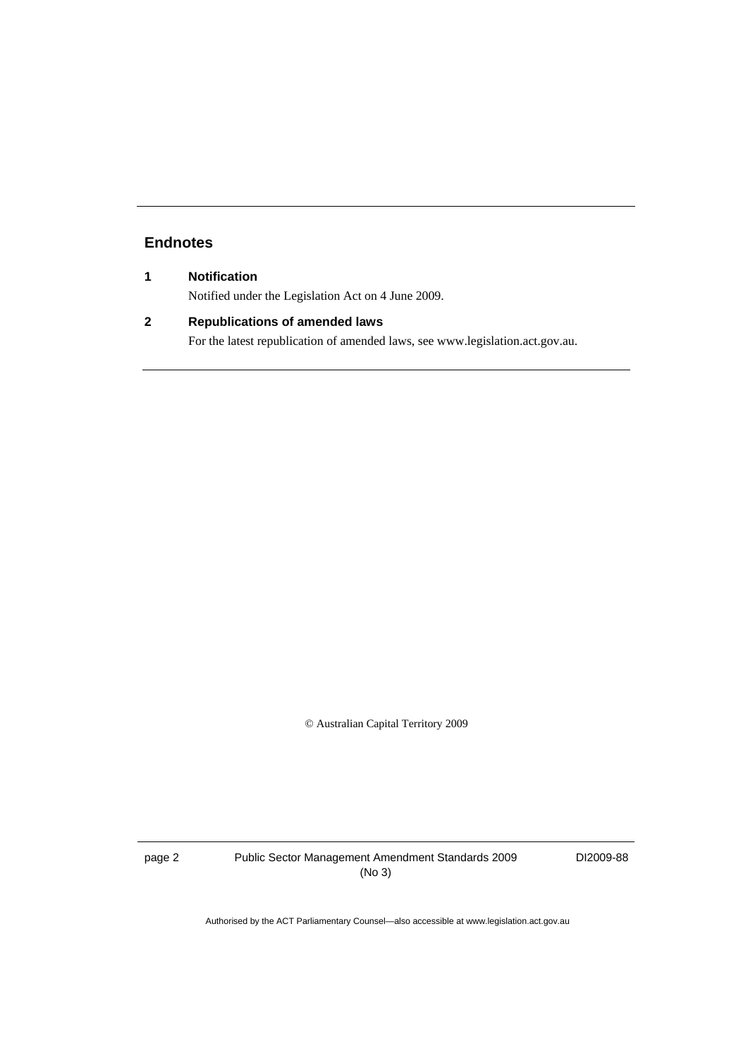## Endnotes

**1 Notification**

Notified under the Legislation Act on 4 June 2009.

**2 Republications of amended laws**

For the latest republication of amended laws, see www.legislation.act.gov.au.

© Australian Capital Territory 2009